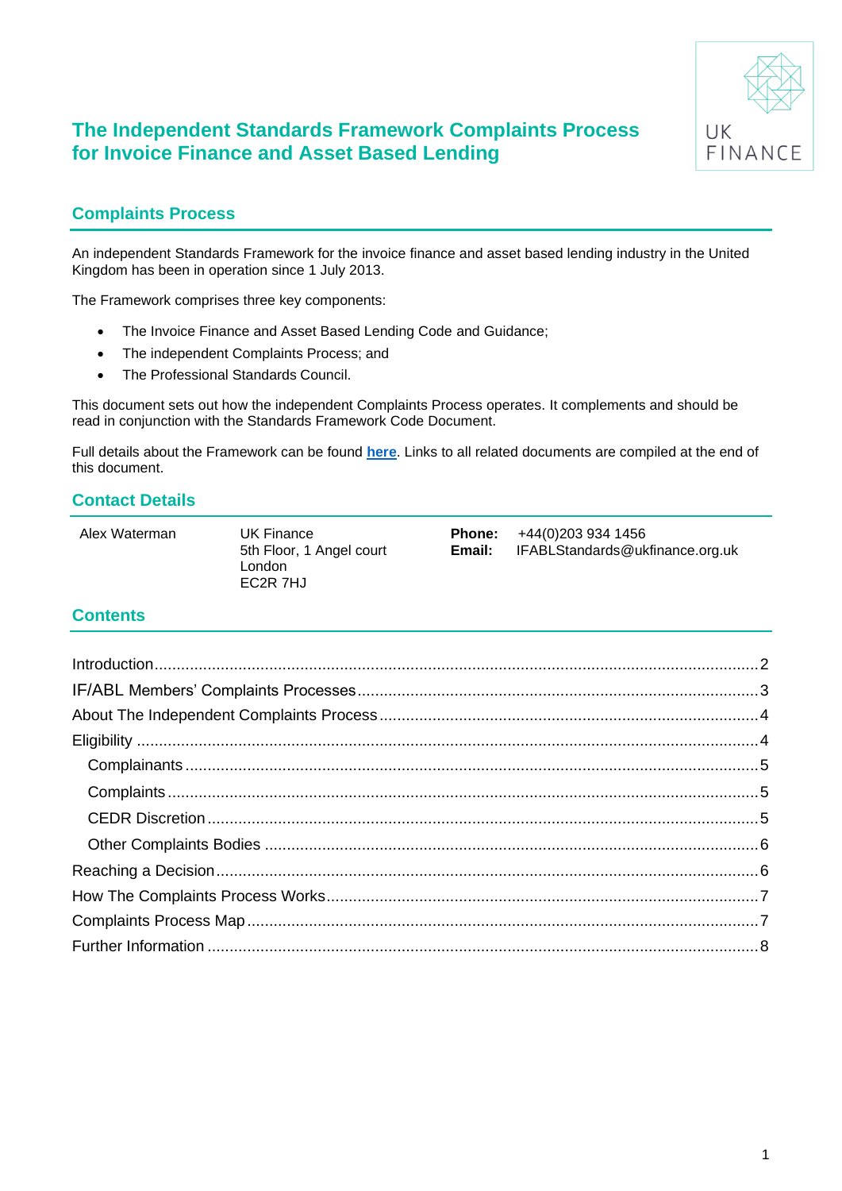# The Independent Standards Framework Complaints Process for Invoice Finance and Asset Based Lending

UK FINANCE

## Complaints Process

An independent Standards Framework for the invoice finance and asset based lending industry in the United Kingdom has been in operation since 1 July 2013.

The Framework comprises three key components:

- The Invoice Finance and Asset Based Lending Code and Guidance;
- The independent Complaints Process; and
- The Professional Standards Council.

This document sets out how the independent Complaints Process operates. It complements and should be read in conjunction with the Standards Framework Code Document.

Full details about the Framework can be found **here**. Links to all related documents are compiled at the end of this document.

## Contact Details

| | | | |
|---|---|---|---|
| Alex Waterman | UK Finance<br>5th Floor, 1 Angel court<br>London<br>EC2R 7HJ | **Phone:**<br>**Email:** | +44(0)203 934 1456<br>IFABLStandards@ukfinance.org.uk |

## Contents

- Introduction ... 2
- IF/ABL Members' Complaints Processes ... 3
- About The Independent Complaints Process ... 4
- Eligibility ... 4
  - Complainants ... 5
  - Complaints ... 5
  - CEDR Discretion ... 5
  - Other Complaints Bodies ... 6
- Reaching a Decision ... 6
- How The Complaints Process Works ... 7
- Complaints Process Map ... 7
- Further Information ... 8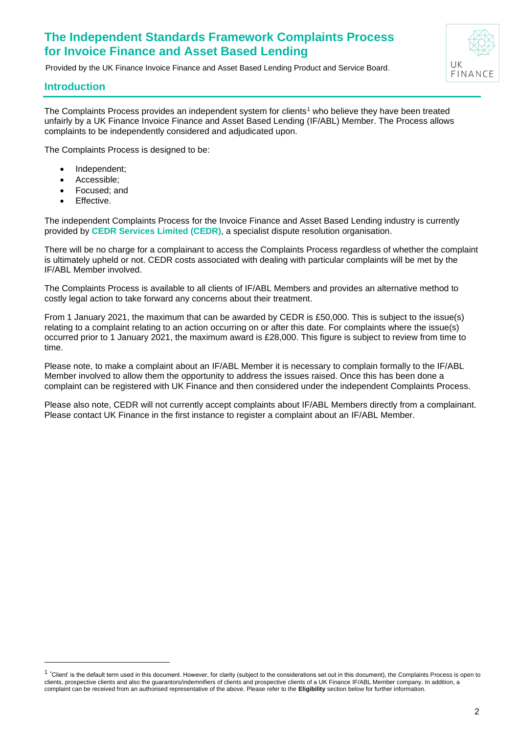# The Independent Standards Framework Complaints Process for Invoice Finance and Asset Based Lending

Provided by the UK Finance Invoice Finance and Asset Based Lending Product and Service Board.

## Introduction

The Complaints Process provides an independent system for clients[1] who believe they have been treated unfairly by a UK Finance Invoice Finance and Asset Based Lending (IF/ABL) Member. The Process allows complaints to be independently considered and adjudicated upon.

The Complaints Process is designed to be:

- Independent;
- Accessible;
- Focused; and
- Effective.

The independent Complaints Process for the Invoice Finance and Asset Based Lending industry is currently provided by **CEDR Services Limited (CEDR)**, a specialist dispute resolution organisation.

There will be no charge for a complainant to access the Complaints Process regardless of whether the complaint is ultimately upheld or not. CEDR costs associated with dealing with particular complaints will be met by the IF/ABL Member involved.

The Complaints Process is available to all clients of IF/ABL Members and provides an alternative method to costly legal action to take forward any concerns about their treatment.

From 1 January 2021, the maximum that can be awarded by CEDR is £50,000. This is subject to the issue(s) relating to a complaint relating to an action occurring on or after this date. For complaints where the issue(s) occurred prior to 1 January 2021, the maximum award is £28,000. This figure is subject to review from time to time.

Please note, to make a complaint about an IF/ABL Member it is necessary to complain formally to the IF/ABL Member involved to allow them the opportunity to address the issues raised. Once this has been done a complaint can be registered with UK Finance and then considered under the independent Complaints Process.

Please also note, CEDR will not currently accept complaints about IF/ABL Members directly from a complainant. Please contact UK Finance in the first instance to register a complaint about an IF/ABL Member.

---

[1] 'Client' is the default term used in this document. However, for clarity (subject to the considerations set out in this document), the Complaints Process is open to clients, prospective clients and also the guarantors/indemnifiers of clients and prospective clients of a UK Finance IF/ABL Member company. In addition, a complaint can be received from an authorised representative of the above. Please refer to the **Eligibility** section below for further information.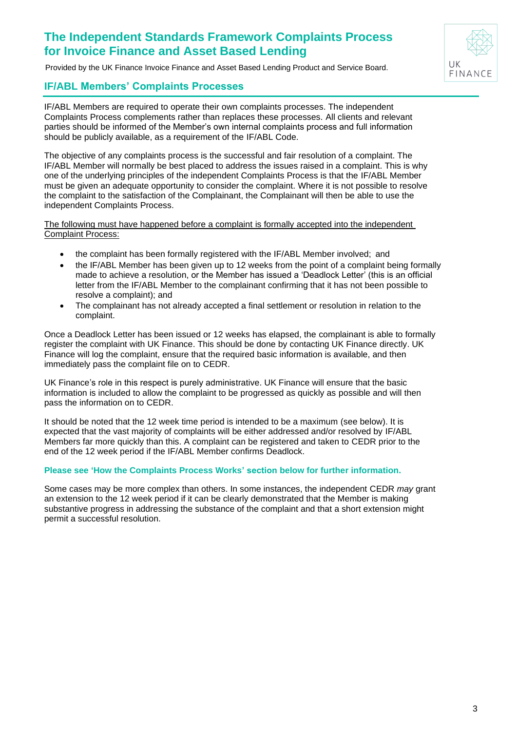# The Independent Standards Framework Complaints Process for Invoice Finance and Asset Based Lending

Provided by the UK Finance Invoice Finance and Asset Based Lending Product and Service Board.

## IF/ABL Members' Complaints Processes

IF/ABL Members are required to operate their own complaints processes. The independent Complaints Process complements rather than replaces these processes. All clients and relevant parties should be informed of the Member's own internal complaints process and full information should be publicly available, as a requirement of the IF/ABL Code.

The objective of any complaints process is the successful and fair resolution of a complaint. The IF/ABL Member will normally be best placed to address the issues raised in a complaint. This is why one of the underlying principles of the independent Complaints Process is that the IF/ABL Member must be given an adequate opportunity to consider the complaint. Where it is not possible to resolve the complaint to the satisfaction of the Complainant, the Complainant will then be able to use the independent Complaints Process.

<u>The following must have happened before a complaint is formally accepted into the independent Complaint Process:</u>

- the complaint has been formally registered with the IF/ABL Member involved; and
- the IF/ABL Member has been given up to 12 weeks from the point of a complaint being formally made to achieve a resolution, or the Member has issued a 'Deadlock Letter' (this is an official letter from the IF/ABL Member to the complainant confirming that it has not been possible to resolve a complaint); and
- The complainant has not already accepted a final settlement or resolution in relation to the complaint.

Once a Deadlock Letter has been issued or 12 weeks has elapsed, the complainant is able to formally register the complaint with UK Finance. This should be done by contacting UK Finance directly. UK Finance will log the complaint, ensure that the required basic information is available, and then immediately pass the complaint file on to CEDR.

UK Finance's role in this respect is purely administrative. UK Finance will ensure that the basic information is included to allow the complaint to be progressed as quickly as possible and will then pass the information on to CEDR.

It should be noted that the 12 week time period is intended to be a maximum (see below). It is expected that the vast majority of complaints will be either addressed and/or resolved by IF/ABL Members far more quickly than this. A complaint can be registered and taken to CEDR prior to the end of the 12 week period if the IF/ABL Member confirms Deadlock.

**Please see 'How the Complaints Process Works' section below for further information.**

Some cases may be more complex than others. In some instances, the independent CEDR *may* grant an extension to the 12 week period if it can be clearly demonstrated that the Member is making substantive progress in addressing the substance of the complaint and that a short extension might permit a successful resolution.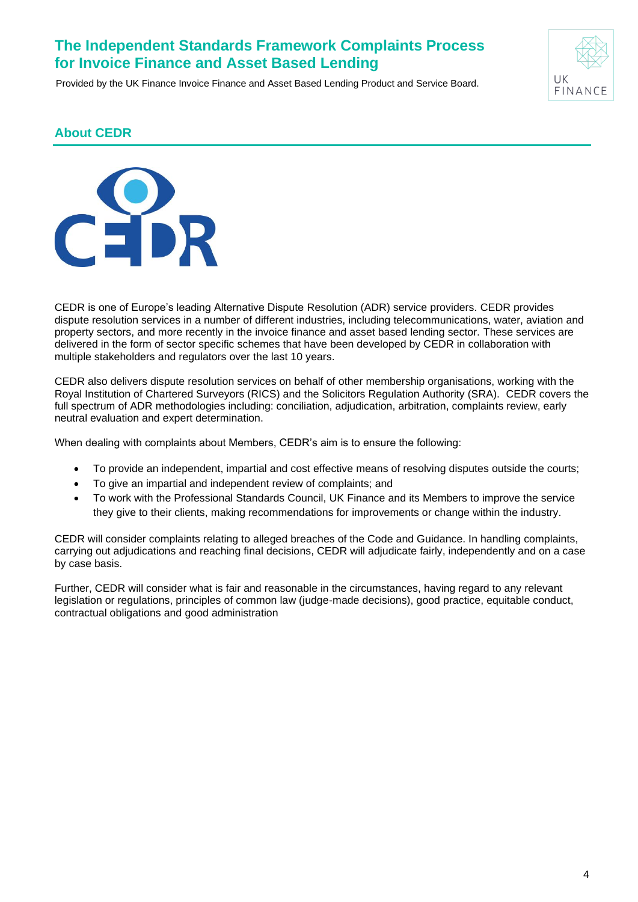## About CEDR

CEDR is one of Europe's leading Alternative Dispute Resolution (ADR) service providers. CEDR provides dispute resolution services in a number of different industries, including telecommunications, water, aviation and property sectors, and more recently in the invoice finance and asset based lending sector. These services are delivered in the form of sector specific schemes that have been developed by CEDR in collaboration with multiple stakeholders and regulators over the last 10 years.

CEDR also delivers dispute resolution services on behalf of other membership organisations, working with the Royal Institution of Chartered Surveyors (RICS) and the Solicitors Regulation Authority (SRA). CEDR covers the full spectrum of ADR methodologies including: conciliation, adjudication, arbitration, complaints review, early neutral evaluation and expert determination.

When dealing with complaints about Members, CEDR's aim is to ensure the following:

- To provide an independent, impartial and cost effective means of resolving disputes outside the courts;
- To give an impartial and independent review of complaints; and
- To work with the Professional Standards Council, UK Finance and its Members to improve the service they give to their clients, making recommendations for improvements or change within the industry.

CEDR will consider complaints relating to alleged breaches of the Code and Guidance. In handling complaints, carrying out adjudications and reaching final decisions, CEDR will adjudicate fairly, independently and on a case by case basis.

Further, CEDR will consider what is fair and reasonable in the circumstances, having regard to any relevant legislation or regulations, principles of common law (judge-made decisions), good practice, equitable conduct, contractual obligations and good administration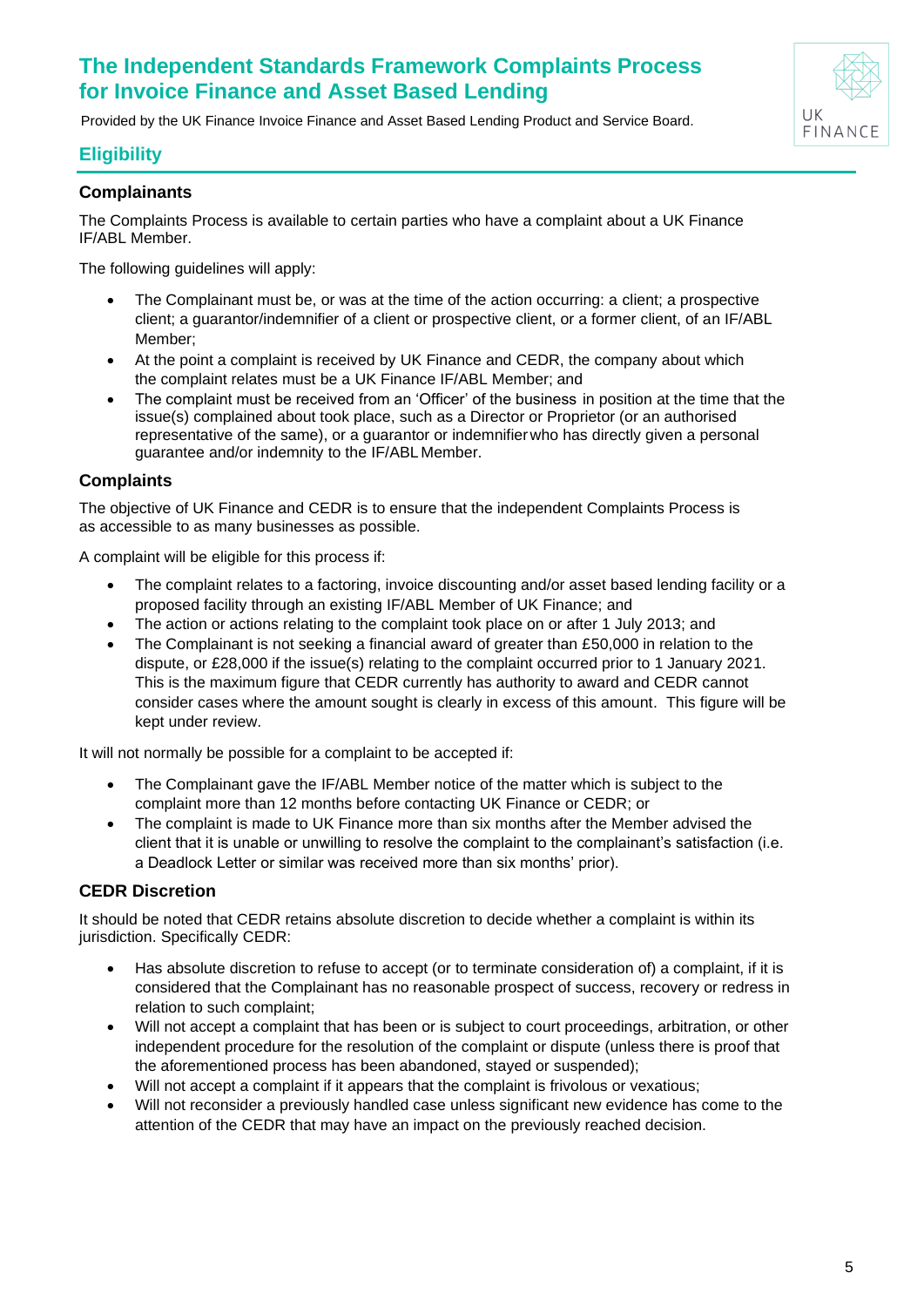# The Independent Standards Framework Complaints Process for Invoice Finance and Asset Based Lending

Provided by the UK Finance Invoice Finance and Asset Based Lending Product and Service Board.

## Eligibility

### Complainants

The Complaints Process is available to certain parties who have a complaint about a UK Finance IF/ABL Member.

The following guidelines will apply:

- The Complainant must be, or was at the time of the action occurring: a client; a prospective client; a guarantor/indemnifier of a client or prospective client, or a former client, of an IF/ABL Member;
- At the point a complaint is received by UK Finance and CEDR, the company about which the complaint relates must be a UK Finance IF/ABL Member; and
- The complaint must be received from an 'Officer' of the business in position at the time that the issue(s) complained about took place, such as a Director or Proprietor (or an authorised representative of the same), or a guarantor or indemnifier who has directly given a personal guarantee and/or indemnity to the IF/ABL Member.

### Complaints

The objective of UK Finance and CEDR is to ensure that the independent Complaints Process is as accessible to as many businesses as possible.

A complaint will be eligible for this process if:

- The complaint relates to a factoring, invoice discounting and/or asset based lending facility or a proposed facility through an existing IF/ABL Member of UK Finance; and
- The action or actions relating to the complaint took place on or after 1 July 2013; and
- The Complainant is not seeking a financial award of greater than £50,000 in relation to the dispute, or £28,000 if the issue(s) relating to the complaint occurred prior to 1 January 2021. This is the maximum figure that CEDR currently has authority to award and CEDR cannot consider cases where the amount sought is clearly in excess of this amount. This figure will be kept under review.

It will not normally be possible for a complaint to be accepted if:

- The Complainant gave the IF/ABL Member notice of the matter which is subject to the complaint more than 12 months before contacting UK Finance or CEDR; or
- The complaint is made to UK Finance more than six months after the Member advised the client that it is unable or unwilling to resolve the complaint to the complainant's satisfaction (i.e. a Deadlock Letter or similar was received more than six months' prior).

### CEDR Discretion

It should be noted that CEDR retains absolute discretion to decide whether a complaint is within its jurisdiction. Specifically CEDR:

- Has absolute discretion to refuse to accept (or to terminate consideration of) a complaint, if it is considered that the Complainant has no reasonable prospect of success, recovery or redress in relation to such complaint;
- Will not accept a complaint that has been or is subject to court proceedings, arbitration, or other independent procedure for the resolution of the complaint or dispute (unless there is proof that the aforementioned process has been abandoned, stayed or suspended);
- Will not accept a complaint if it appears that the complaint is frivolous or vexatious;
- Will not reconsider a previously handled case unless significant new evidence has come to the attention of the CEDR that may have an impact on the previously reached decision.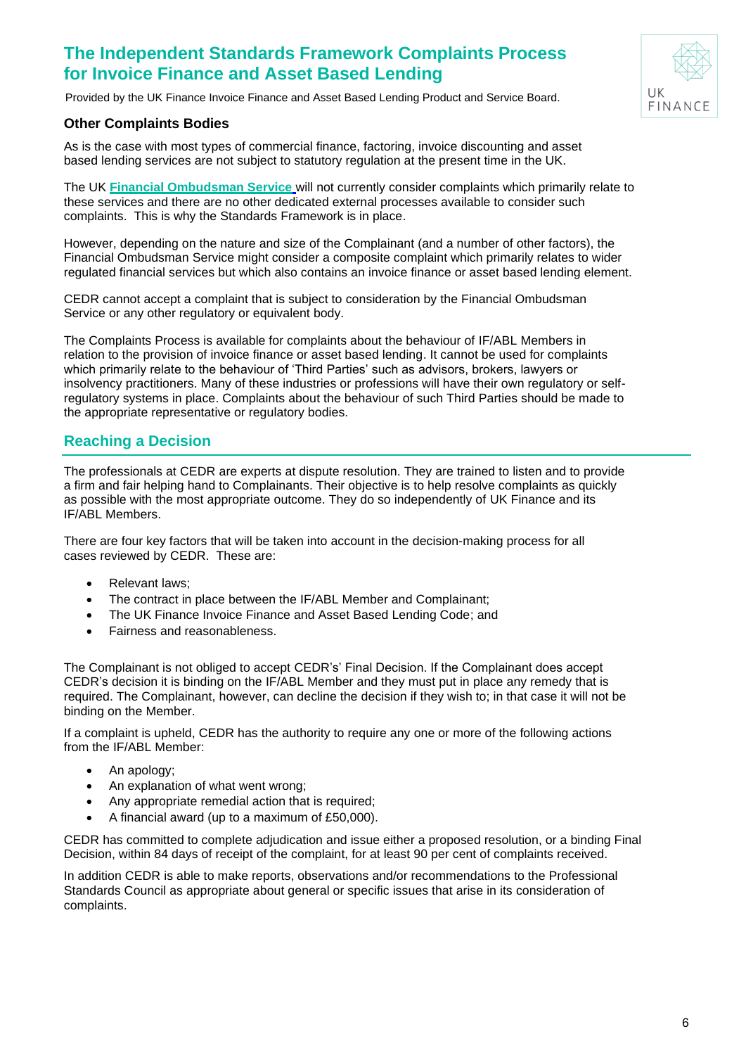# The Independent Standards Framework Complaints Process for Invoice Finance and Asset Based Lending

Provided by the UK Finance Invoice Finance and Asset Based Lending Product and Service Board.

### Other Complaints Bodies

As is the case with most types of commercial finance, factoring, invoice discounting and asset based lending services are not subject to statutory regulation at the present time in the UK.

The UK **Financial Ombudsman Service** will not currently consider complaints which primarily relate to these services and there are no other dedicated external processes available to consider such complaints. This is why the Standards Framework is in place.

However, depending on the nature and size of the Complainant (and a number of other factors), the Financial Ombudsman Service might consider a composite complaint which primarily relates to wider regulated financial services but which also contains an invoice finance or asset based lending element.

CEDR cannot accept a complaint that is subject to consideration by the Financial Ombudsman Service or any other regulatory or equivalent body.

The Complaints Process is available for complaints about the behaviour of IF/ABL Members in relation to the provision of invoice finance or asset based lending. It cannot be used for complaints which primarily relate to the behaviour of 'Third Parties' such as advisors, brokers, lawyers or insolvency practitioners. Many of these industries or professions will have their own regulatory or self-regulatory systems in place. Complaints about the behaviour of such Third Parties should be made to the appropriate representative or regulatory bodies.

## Reaching a Decision

The professionals at CEDR are experts at dispute resolution. They are trained to listen and to provide a firm and fair helping hand to Complainants. Their objective is to help resolve complaints as quickly as possible with the most appropriate outcome. They do so independently of UK Finance and its IF/ABL Members.

There are four key factors that will be taken into account in the decision-making process for all cases reviewed by CEDR. These are:

- Relevant laws;
- The contract in place between the IF/ABL Member and Complainant;
- The UK Finance Invoice Finance and Asset Based Lending Code; and
- Fairness and reasonableness.

The Complainant is not obliged to accept CEDR's' Final Decision. If the Complainant does accept CEDR's decision it is binding on the IF/ABL Member and they must put in place any remedy that is required. The Complainant, however, can decline the decision if they wish to; in that case it will not be binding on the Member.

If a complaint is upheld, CEDR has the authority to require any one or more of the following actions from the IF/ABL Member:

- An apology;
- An explanation of what went wrong;
- Any appropriate remedial action that is required;
- A financial award (up to a maximum of £50,000).

CEDR has committed to complete adjudication and issue either a proposed resolution, or a binding Final Decision, within 84 days of receipt of the complaint, for at least 90 per cent of complaints received.

In addition CEDR is able to make reports, observations and/or recommendations to the Professional Standards Council as appropriate about general or specific issues that arise in its consideration of complaints.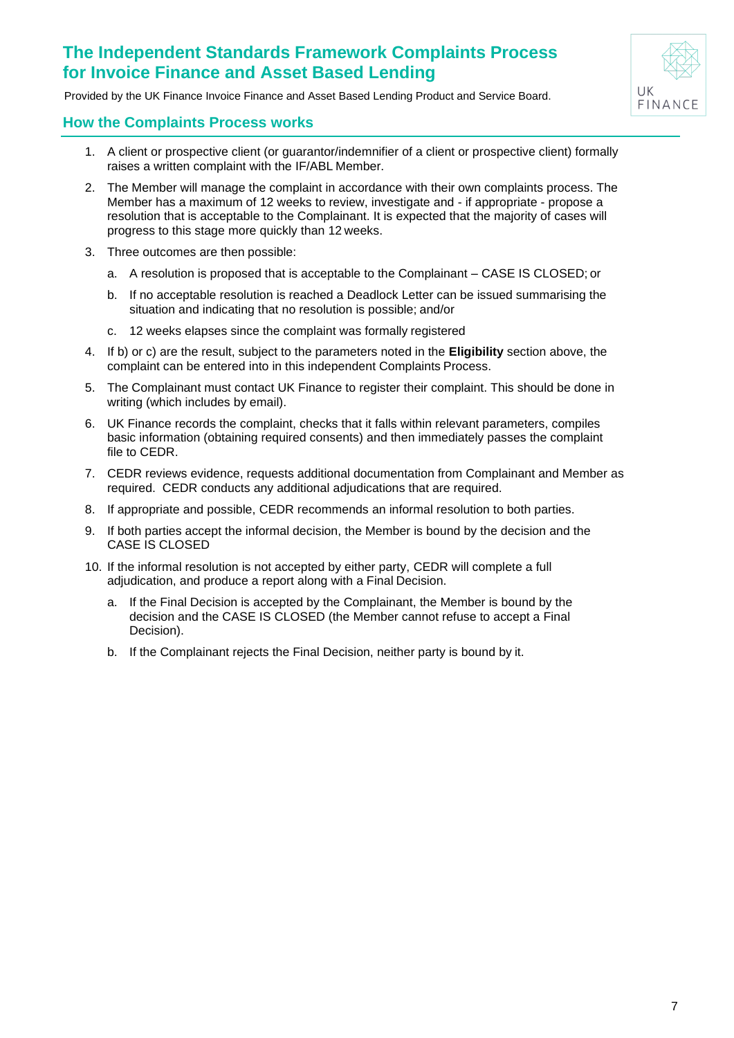# The Independent Standards Framework Complaints Process for Invoice Finance and Asset Based Lending

Provided by the UK Finance Invoice Finance and Asset Based Lending Product and Service Board.

## How the Complaints Process works

1. A client or prospective client (or guarantor/indemnifier of a client or prospective client) formally raises a written complaint with the IF/ABL Member.
2. The Member will manage the complaint in accordance with their own complaints process. The Member has a maximum of 12 weeks to review, investigate and - if appropriate - propose a resolution that is acceptable to the Complainant. It is expected that the majority of cases will progress to this stage more quickly than 12 weeks.
3. Three outcomes are then possible:
   a. A resolution is proposed that is acceptable to the Complainant – CASE IS CLOSED; or
   b. If no acceptable resolution is reached a Deadlock Letter can be issued summarising the situation and indicating that no resolution is possible; and/or
   c. 12 weeks elapses since the complaint was formally registered
4. If b) or c) are the result, subject to the parameters noted in the **Eligibility** section above, the complaint can be entered into in this independent Complaints Process.
5. The Complainant must contact UK Finance to register their complaint. This should be done in writing (which includes by email).
6. UK Finance records the complaint, checks that it falls within relevant parameters, compiles basic information (obtaining required consents) and then immediately passes the complaint file to CEDR.
7. CEDR reviews evidence, requests additional documentation from Complainant and Member as required. CEDR conducts any additional adjudications that are required.
8. If appropriate and possible, CEDR recommends an informal resolution to both parties.
9. If both parties accept the informal decision, the Member is bound by the decision and the CASE IS CLOSED
10. If the informal resolution is not accepted by either party, CEDR will complete a full adjudication, and produce a report along with a Final Decision.
    a. If the Final Decision is accepted by the Complainant, the Member is bound by the decision and the CASE IS CLOSED (the Member cannot refuse to accept a Final Decision).
    b. If the Complainant rejects the Final Decision, neither party is bound by it.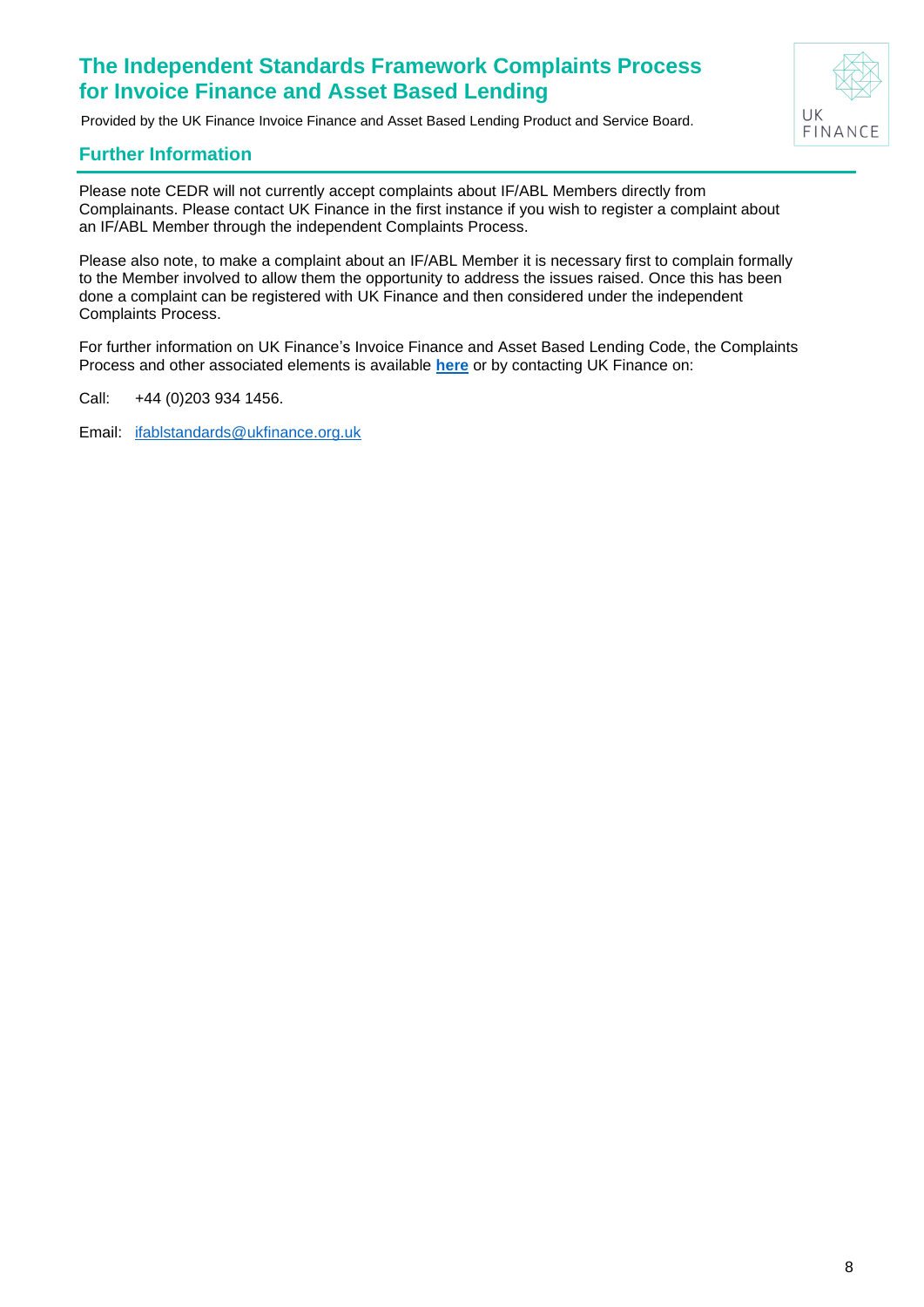# The Independent Standards Framework Complaints Process for Invoice Finance and Asset Based Lending

Provided by the UK Finance Invoice Finance and Asset Based Lending Product and Service Board.

## Further Information

Please note CEDR will not currently accept complaints about IF/ABL Members directly from Complainants. Please contact UK Finance in the first instance if you wish to register a complaint about an IF/ABL Member through the independent Complaints Process.

Please also note, to make a complaint about an IF/ABL Member it is necessary first to complain formally to the Member involved to allow them the opportunity to address the issues raised. Once this has been done a complaint can be registered with UK Finance and then considered under the independent Complaints Process.

For further information on UK Finance's Invoice Finance and Asset Based Lending Code, the Complaints Process and other associated elements is available **here** or by contacting UK Finance on:

Call: +44 (0)203 934 1456.

Email: ifablstandards@ukfinance.org.uk